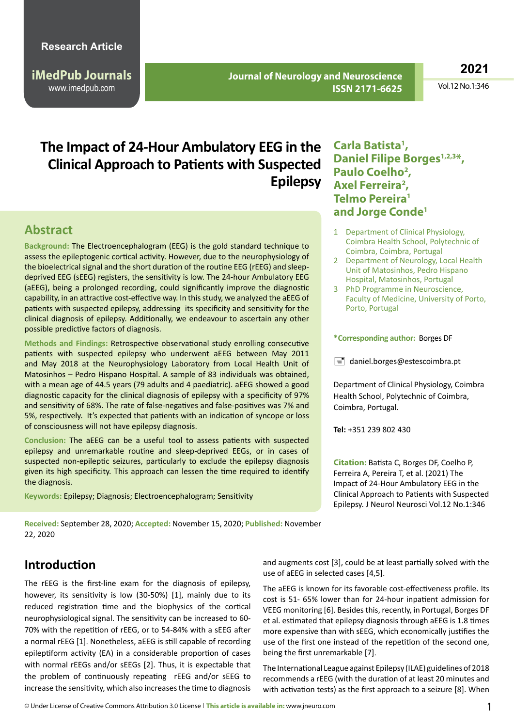Research Article

# The Impact of 24-Hour Ambulatory EEG in the Clinical Approach to Patients with Suspected Epilepsy

**Carla Batista[1], Daniel Filipe Borges[1,2,3*], Paulo Coelho[2], Axel Ferreira[2], Telmo Pereira[1] and Jorge Conde[1]**

1 Department of Clinical Physiology, Coimbra Health School, Polytechnic of Coimbra, Coimbra, Portugal
2 Department of Neurology, Local Health Unit of Matosinhos, Pedro Hispano Hospital, Matosinhos, Portugal
3 PhD Programme in Neuroscience, Faculty of Medicine, University of Porto, Porto, Portugal

**\*Corresponding author:** Borges DF

daniel.borges@estescoimbra.pt

Department of Clinical Physiology, Coimbra Health School, Polytechnic of Coimbra, Coimbra, Portugal.

**Tel:** +351 239 802 430

**Citation:** Batista C, Borges DF, Coelho P, Ferreira A, Pereira T, et al. (2021) The Impact of 24-Hour Ambulatory EEG in the Clinical Approach to Patients with Suspected Epilepsy. J Neurol Neurosci Vol.12 No.1:346

## Abstract

**Background:** The Electroencephalogram (EEG) is the gold standard technique to assess the epileptogenic cortical activity. However, due to the neurophysiology of the bioelectrical signal and the short duration of the routine EEG (rEEG) and sleep-deprived EEG (sEEG) registers, the sensitivity is low. The 24-hour Ambulatory EEG (aEEG), being a prolonged recording, could significantly improve the diagnostic capability, in an attractive cost-effective way. In this study, we analyzed the aEEG of patients with suspected epilepsy, addressing its specificity and sensitivity for the clinical diagnosis of epilepsy. Additionally, we endeavour to ascertain any other possible predictive factors of diagnosis.

**Methods and Findings:** Retrospective observational study enrolling consecutive patients with suspected epilepsy who underwent aEEG between May 2011 and May 2018 at the Neurophysiology Laboratory from Local Health Unit of Matosinhos – Pedro Hispano Hospital. A sample of 83 individuals was obtained, with a mean age of 44.5 years (79 adults and 4 paediatric). aEEG showed a good diagnostic capacity for the clinical diagnosis of epilepsy with a specificity of 97% and sensitivity of 68%. The rate of false-negatives and false-positives was 7% and 5%, respectively. It's expected that patients with an indication of syncope or loss of consciousness will not have epilepsy diagnosis.

**Conclusion:** The aEEG can be a useful tool to assess patients with suspected epilepsy and unremarkable routine and sleep-deprived EEGs, or in cases of suspected non-epileptic seizures, particularly to exclude the epilepsy diagnosis given its high specificity. This approach can lessen the time required to identify the diagnosis.

**Keywords:** Epilepsy; Diagnosis; Electroencephalogram; Sensitivity

**Received:** September 28, 2020; **Accepted:** November 15, 2020; **Published:** November 22, 2020

## Introduction

The rEEG is the first-line exam for the diagnosis of epilepsy, however, its sensitivity is low (30-50%) [1], mainly due to its reduced registration time and the biophysics of the cortical neurophysiological signal. The sensitivity can be increased to 60-70% with the repetition of rEEG, or to 54-84% with a sEEG after a normal rEEG [1]. Nonetheless, aEEG is still capable of recording epileptiform activity (EA) in a considerable proportion of cases with normal rEEGs and/or sEEGs [2]. Thus, it is expectable that the problem of continuously repeating rEEG and/or sEEG to increase the sensitivity, which also increases the time to diagnosis and augments cost [3], could be at least partially solved with the use of aEEG in selected cases [4,5].

The aEEG is known for its favorable cost-effectiveness profile. Its cost is 51- 65% lower than for 24-hour inpatient admission for VEEG monitoring [6]. Besides this, recently, in Portugal, Borges DF et al. estimated that epilepsy diagnosis through aEEG is 1.8 times more expensive than with sEEG, which economically justifies the use of the first one instead of the repetition of the second one, being the first unremarkable [7].

The International League against Epilepsy (ILAE) guidelines of 2018 recommends a rEEG (with the duration of at least 20 minutes and with activation tests) as the first approach to a seizure [8]. When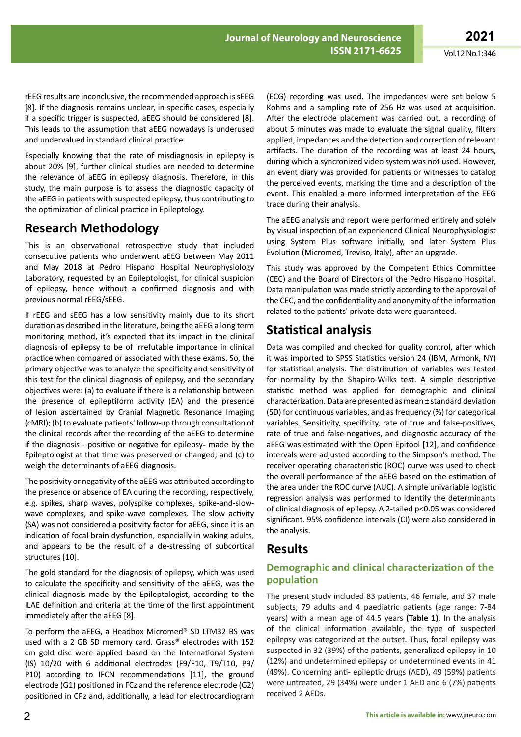rEEG results are inconclusive, the recommended approach is sEEG [8]. If the diagnosis remains unclear, in specific cases, especially if a specific trigger is suspected, aEEG should be considered [8]. This leads to the assumption that aEEG nowadays is underused and undervalued in standard clinical practice.

Especially knowing that the rate of misdiagnosis in epilepsy is about 20% [9], further clinical studies are needed to determine the relevance of aEEG in epilepsy diagnosis. Therefore, in this study, the main purpose is to assess the diagnostic capacity of the aEEG in patients with suspected epilepsy, thus contributing to the optimization of clinical practice in Epileptology.

## Research Methodology

This is an observational retrospective study that included consecutive patients who underwent aEEG between May 2011 and May 2018 at Pedro Hispano Hospital Neurophysiology Laboratory, requested by an Epileptologist, for clinical suspicion of epilepsy, hence without a confirmed diagnosis and with previous normal rEEG/sEEG.

If rEEG and sEEG has a low sensitivity mainly due to its short duration as described in the literature, being the aEEG a long term monitoring method, it's expected that its impact in the clinical diagnosis of epilepsy to be of irrefutable importance in clinical practice when compared or associated with these exams. So, the primary objective was to analyze the specificity and sensitivity of this test for the clinical diagnosis of epilepsy, and the secondary objectives were: (a) to evaluate if there is a relationship between the presence of epileptiform activity (EA) and the presence of lesion ascertained by Cranial Magnetic Resonance Imaging (cMRI); (b) to evaluate patients' follow-up through consultation of the clinical records after the recording of the aEEG to determine if the diagnosis - positive or negative for epilepsy- made by the Epileptologist at that time was preserved or changed; and (c) to weigh the determinants of aEEG diagnosis.

The positivity or negativity of the aEEG was attributed according to the presence or absence of EA during the recording, respectively, e.g. spikes, sharp waves, polyspike complexes, spike-and-slow-wave complexes, and spike-wave complexes. The slow activity (SA) was not considered a positivity factor for aEEG, since it is an indication of focal brain dysfunction, especially in waking adults, and appears to be the result of a de-stressing of subcortical structures [10].

The gold standard for the diagnosis of epilepsy, which was used to calculate the specificity and sensitivity of the aEEG, was the clinical diagnosis made by the Epileptologist, according to the ILAE definition and criteria at the time of the first appointment immediately after the aEEG [8].

To perform the aEEG, a Headbox Micromed® SD LTM32 BS was used with a 2 GB SD memory card. Grass® electrodes with 152 cm gold disc were applied based on the International System (IS) 10/20 with 6 additional electrodes (F9/F10, T9/T10, P9/P10) according to IFCN recommendations [11], the ground electrode (G1) positioned in FCz and the reference electrode (G2) positioned in CPz and, additionally, a lead for electrocardiogram (ECG) recording was used. The impedances were set below 5 Kohms and a sampling rate of 256 Hz was used at acquisition. After the electrode placement was carried out, a recording of about 5 minutes was made to evaluate the signal quality, filters applied, impedances and the detection and correction of relevant artifacts. The duration of the recording was at least 24 hours, during which a syncronized video system was not used. However, an event diary was provided for patients or witnesses to catalog the perceived events, marking the time and a description of the event. This enabled a more informed interpretation of the EEG trace during their analysis.

The aEEG analysis and report were performed entirely and solely by visual inspection of an experienced Clinical Neurophysiologist using System Plus software initially, and later System Plus Evolution (Micromed, Treviso, Italy), after an upgrade.

This study was approved by the Competent Ethics Committee (CEC) and the Board of Directors of the Pedro Hispano Hospital. Data manipulation was made strictly according to the approval of the CEC, and the confidentiality and anonymity of the information related to the patients' private data were guaranteed.

## Statistical analysis

Data was compiled and checked for quality control, after which it was imported to SPSS Statistics version 24 (IBM, Armonk, NY) for statistical analysis. The distribution of variables was tested for normality by the Shapiro-Wilks test. A simple descriptive statistic method was applied for demographic and clinical characterization. Data are presented as mean ± standard deviation (SD) for continuous variables, and as frequency (%) for categorical variables. Sensitivity, specificity, rate of true and false-positives, rate of true and false-negatives, and diagnostic accuracy of the aEEG was estimated with the Open Epitool [12], and confidence intervals were adjusted according to the Simpson's method. The receiver operating characteristic (ROC) curve was used to check the overall performance of the aEEG based on the estimation of the area under the ROC curve (AUC). A simple univariable logistic regression analysis was performed to identify the determinants of clinical diagnosis of epilepsy. A 2-tailed $p<0.05$ was considered significant. 95% confidence intervals (CI) were also considered in the analysis.

## Results

### Demographic and clinical characterization of the population

The present study included 83 patients, 46 female, and 37 male subjects, 79 adults and 4 paediatric patients (age range: 7-84 years) with a mean age of 44.5 years **(Table 1)**. In the analysis of the clinical information available, the type of suspected epilepsy was categorized at the outset. Thus, focal epilepsy was suspected in 32 (39%) of the patients, generalized epilepsy in 10 (12%) and undetermined epilepsy or undetermined events in 41 (49%). Concerning anti- epileptic drugs (AED), 49 (59%) patients were untreated, 29 (34%) were under 1 AED and 6 (7%) patients received 2 AEDs.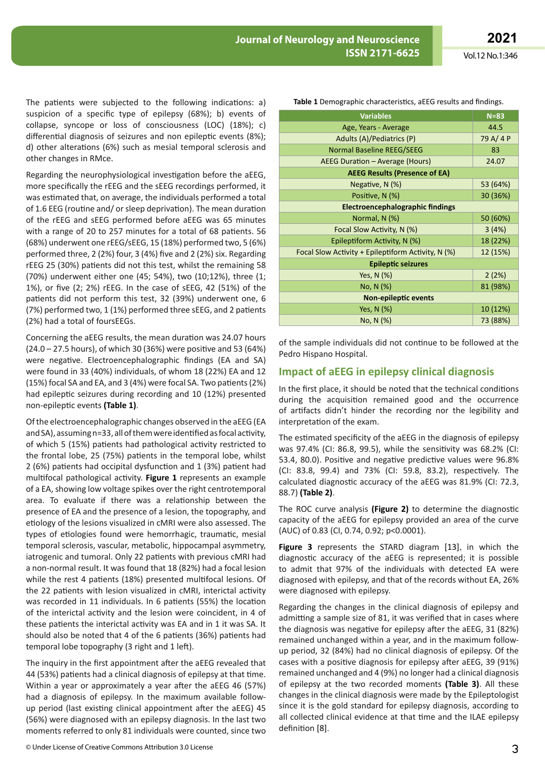The patients were subjected to the following indications: a) suspicion of a specific type of epilepsy (68%); b) events of collapse, syncope or loss of consciousness (LOC) (18%); c) differential diagnosis of seizures and non epileptic events (8%); d) other alterations (6%) such as mesial temporal sclerosis and other changes in RMce.

Regarding the neurophysiological investigation before the aEEG, more specifically the rEEG and the sEEG recordings performed, it was estimated that, on average, the individuals performed a total of 1.6 EEG (routine and/ or sleep deprivation). The mean duration of the rEEG and sEEG performed before aEEG was 65 minutes with a range of 20 to 257 minutes for a total of 68 patients. 56 (68%) underwent one rEEG/sEEG, 15 (18%) performed two, 5 (6%) performed three, 2 (2%) four, 3 (4%) five and 2 (2%) six. Regarding rEEG 25 (30%) patients did not this test, whilst the remaining 58 (70%) underwent either one (45; 54%), two (10;12%), three (1; 1%), or five (2; 2%) rEEG. In the case of sEEG, 42 (51%) of the patients did not perform this test, 32 (39%) underwent one, 6 (7%) performed two, 1 (1%) performed three sEEG, and 2 patients (2%) had a total of foursEEGs.

Concerning the aEEG results, the mean duration was 24.07 hours (24.0 – 27.5 hours), of which 30 (36%) were positive and 53 (64%) were negative. Electroencephalographic findings (EA and SA) were found in 33 (40%) individuals, of whom 18 (22%) EA and 12 (15%) focal SA and EA, and 3 (4%) were focal SA. Two patients (2%) had epileptic seizures during recording and 10 (12%) presented non-epileptic events **(Table 1)**.

Of the electroencephalographic changes observed in the aEEG (EA and SA), assuming n=33, all of them were identified as focal activity, of which 5 (15%) patients had pathological activity restricted to the frontal lobe, 25 (75%) patients in the temporal lobe, whilst 2 (6%) patients had occipital dysfunction and 1 (3%) patient had multifocal pathological activity. **Figure 1** represents an example of a EA, showing low voltage spikes over the right centrotemporal area. To evaluate if there was a relationship between the presence of EA and the presence of a lesion, the topography, and etiology of the lesions visualized in cMRI were also assessed. The types of etiologies found were hemorrhagic, traumatic, mesial temporal sclerosis, vascular, metabolic, hippocampal asymmetry, iatrogenic and tumoral. Only 22 patients with previous cMRI had a non-normal result. It was found that 18 (82%) had a focal lesion while the rest 4 patients (18%) presented multifocal lesions. Of the 22 patients with lesion visualized in cMRI, interictal activity was recorded in 11 individuals. In 6 patients (55%) the location of the interictal activity and the lesion were coincident, in 4 of these patients the interictal activity was EA and in 1 it was SA. It should also be noted that 4 of the 6 patients (36%) patients had temporal lobe topography (3 right and 1 left).

The inquiry in the first appointment after the aEEG revealed that 44 (53%) patients had a clinical diagnosis of epilepsy at that time. Within a year or approximately a year after the aEEG 46 (57%) had a diagnosis of epilepsy. In the maximum available follow-up period (last existing clinical appointment after the aEEG) 45 (56%) were diagnosed with an epilepsy diagnosis. In the last two moments referred to only 81 individuals were counted, since two of the sample individuals did not continue to be followed at the Pedro Hispano Hospital.

**Table 1** Demographic characteristics, aEEG results and findings.

| Variables | N=83 |
|---|---|
| Age, Years - Average | 44.5 |
| Adults (A)/Pediatrics (P) | 79 A/ 4 P |
| Normal Baseline REEG/SEEG | 83 |
| AEEG Duration – Average (Hours) | 24.07 |
| **AEEG Results (Presence of EA)** | |
| Negative, N (%) | 53 (64%) |
| Positive, N (%) | 30 (36%) |
| **Electroencephalographic findings** | |
| Normal, N (%) | 50 (60%) |
| Focal Slow Activity, N (%) | 3 (4%) |
| Epileptiform Activity, N (%) | 18 (22%) |
| Focal Slow Activity + Epileptiform Activity, N (%) | 12 (15%) |
| **Epileptic seizures** | |
| Yes, N (%) | 2 (2%) |
| No, N (%) | 81 (98%) |
| **Non-epileptic events** | |
| Yes, N (%) | 10 (12%) |
| No, N (%) | 73 (88%) |

## Impact of aEEG in epilepsy clinical diagnosis

In the first place, it should be noted that the technical conditions during the acquisition remained good and the occurrence of artifacts didn't hinder the recording nor the legibility and interpretation of the exam.

The estimated specificity of the aEEG in the diagnosis of epilepsy was 97.4% (CI: 86.8, 99.5), while the sensitivity was 68.2% (CI: 53.4, 80.0). Positive and negative predictive values were 96.8% (CI: 83.8, 99.4) and 73% (CI: 59.8, 83.2), respectively. The calculated diagnostic accuracy of the aEEG was 81.9% (CI: 72.3, 88.7) **(Table 2)**.

The ROC curve analysis **(Figure 2)** to determine the diagnostic capacity of the aEEG for epilepsy provided an area of the curve (AUC) of 0.83 (CI, 0.74, 0.92; p<0.0001).

**Figure 3** represents the STARD diagram [13], in which the diagnostic accuracy of the aEEG is represented; it is possible to admit that 97% of the individuals with detected EA were diagnosed with epilepsy, and that of the records without EA, 26% were diagnosed with epilepsy.

Regarding the changes in the clinical diagnosis of epilepsy and admitting a sample size of 81, it was verified that in cases where the diagnosis was negative for epilepsy after the aEEG, 31 (82%) remained unchanged within a year, and in the maximum follow-up period, 32 (84%) had no clinical diagnosis of epilepsy. Of the cases with a positive diagnosis for epilepsy after aEEG, 39 (91%) remained unchanged and 4 (9%) no longer had a clinical diagnosis of epilepsy at the two recorded moments **(Table 3)**. All these changes in the clinical diagnosis were made by the Epileptologist since it is the gold standard for epilepsy diagnosis, according to all collected clinical evidence at that time and the ILAE epilepsy definition [8].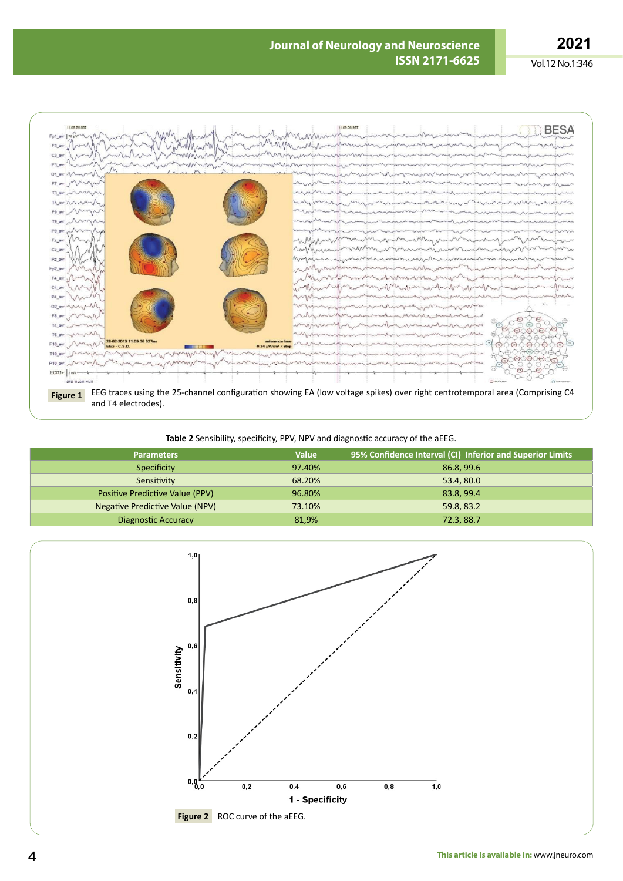**Figure 1** EEG traces using the 25-channel configuration showing EA (low voltage spikes) over right centrotemporal area (Comprising C4 and T4 electrodes).

**Table 2** Sensibility, specificity, PPV, NPV and diagnostic accuracy of the aEEG.

| Parameters | Value | 95% Confidence Interval (CI) Inferior and Superior Limits |
|---|---|---|
| Specificity | 97.40% | 86.8, 99.6 |
| Sensitivity | 68.20% | 53.4, 80.0 |
| Positive Predictive Value (PPV) | 96.80% | 83.8, 99.4 |
| Negative Predictive Value (NPV) | 73.10% | 59.8, 83.2 |
| Diagnostic Accuracy | 81,9% | 72.3, 88.7 |

**Figure 2** ROC curve of the aEEG.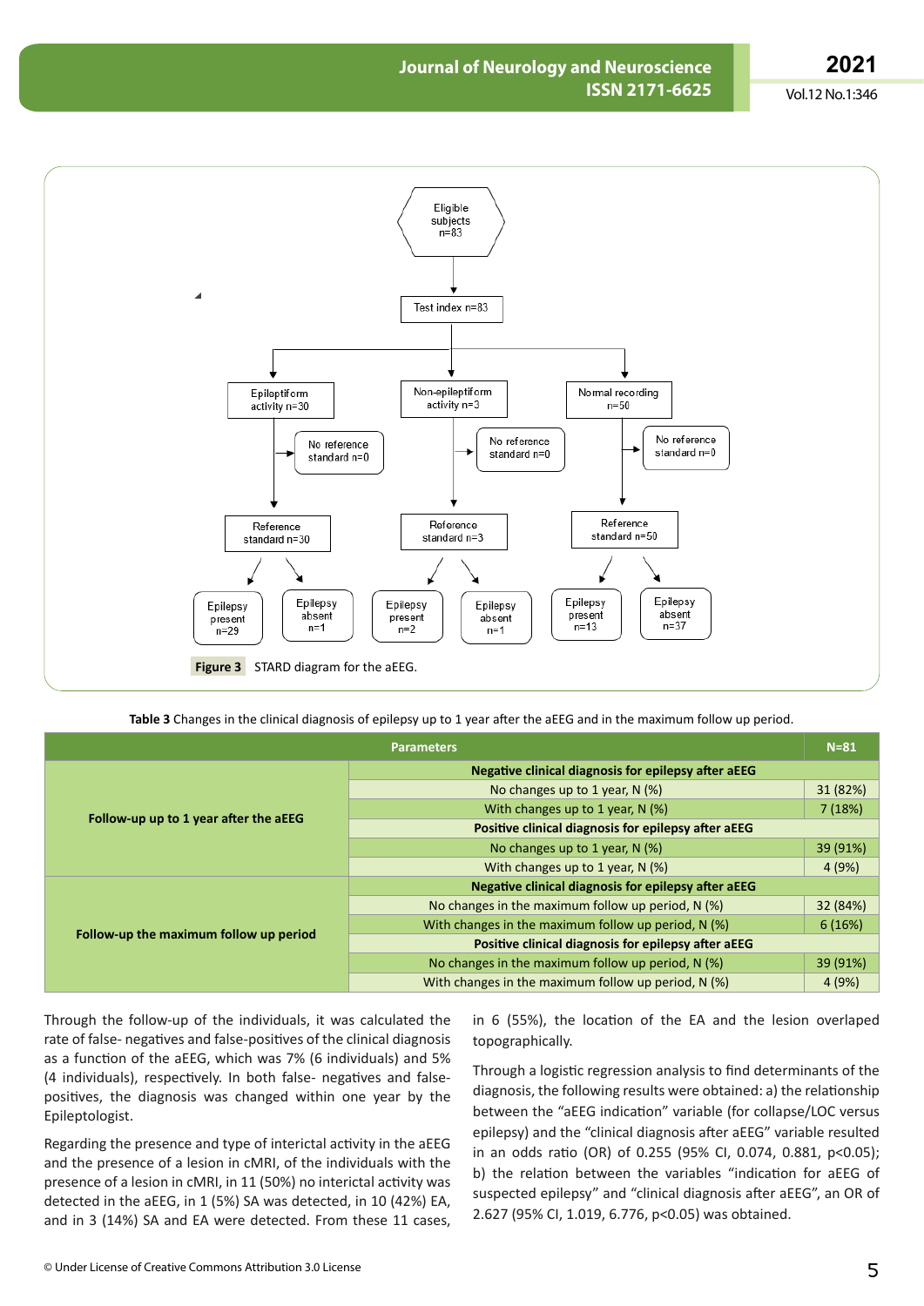Eligible subjects n=83

Test index n=83

Epileptiform activity n=30 → No reference standard n=0 → Reference standard n=30 → Epilepsy present n=29; Epilepsy absent n=1

Non-epileptiform activity n=3 → No reference standard n=0 → Reference standard n=3 → Epilepsy present n=2; Epilepsy absent n=1

Normal recording n=50 → No reference standard n=0 → Reference standard n=50 → Epilepsy present n=13; Epilepsy absent n=37

**Figure 3** STARD diagram for the aEEG.

**Table 3** Changes in the clinical diagnosis of epilepsy up to 1 year after the aEEG and in the maximum follow up period.

| Parameters | | N=81 |
|---|---|---|
| **Follow-up up to 1 year after the aEEG** | **Negative clinical diagnosis for epilepsy after aEEG** | |
| | No changes up to 1 year, N (%) | 31 (82%) |
| | With changes up to 1 year, N (%) | 7 (18%) |
| | **Positive clinical diagnosis for epilepsy after aEEG** | |
| | No changes up to 1 year, N (%) | 39 (91%) |
| | With changes up to 1 year, N (%) | 4 (9%) |
| **Follow-up the maximum follow up period** | **Negative clinical diagnosis for epilepsy after aEEG** | |
| | No changes in the maximum follow up period, N (%) | 32 (84%) |
| | With changes in the maximum follow up period, N (%) | 6 (16%) |
| | **Positive clinical diagnosis for epilepsy after aEEG** | |
| | No changes in the maximum follow up period, N (%) | 39 (91%) |
| | With changes in the maximum follow up period, N (%) | 4 (9%) |

Through the follow-up of the individuals, it was calculated the rate of false- negatives and false-positives of the clinical diagnosis as a function of the aEEG, which was 7% (6 individuals) and 5% (4 individuals), respectively. In both false- negatives and false-positives, the diagnosis was changed within one year by the Epileptologist.

Regarding the presence and type of interictal activity in the aEEG and the presence of a lesion in cMRI, of the individuals with the presence of a lesion in cMRI, in 11 (50%) no interictal activity was detected in the aEEG, in 1 (5%) SA was detected, in 10 (42%) EA, and in 3 (14%) SA and EA were detected. From these 11 cases, in 6 (55%), the location of the EA and the lesion overlaped topographically.

Through a logistic regression analysis to find determinants of the diagnosis, the following results were obtained: a) the relationship between the "aEEG indication" variable (for collapse/LOC versus epilepsy) and the "clinical diagnosis after aEEG" variable resulted in an odds ratio (OR) of 0.255 (95% CI, 0.074, 0.881, $p<0.05$); b) the relation between the variables "indication for aEEG of suspected epilepsy" and "clinical diagnosis after aEEG", an OR of 2.627 (95% CI, 1.019, 6.776, $p<0.05$) was obtained.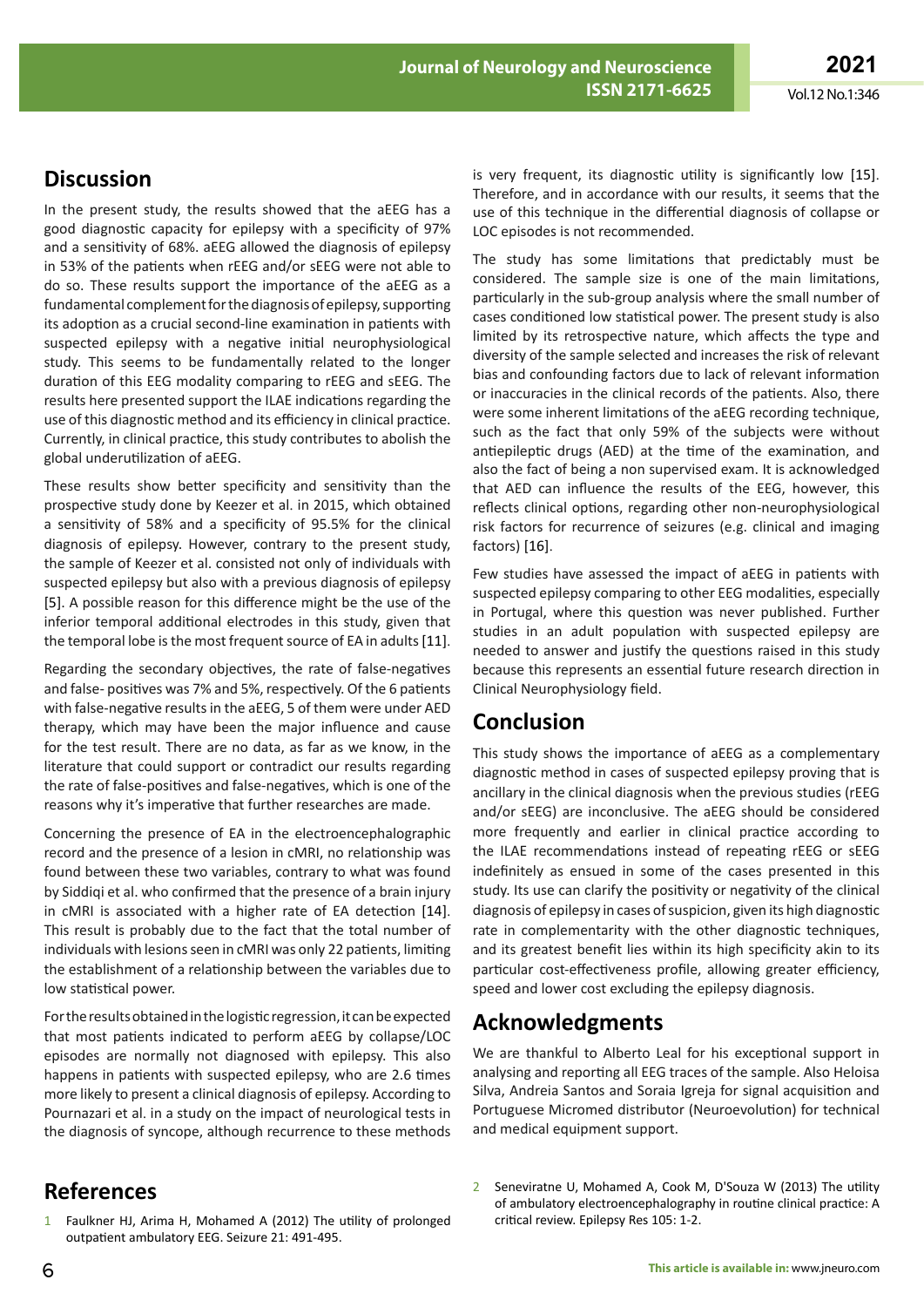## Discussion

In the present study, the results showed that the aEEG has a good diagnostic capacity for epilepsy with a specificity of 97% and a sensitivity of 68%. aEEG allowed the diagnosis of epilepsy in 53% of the patients when rEEG and/or sEEG were not able to do so. These results support the importance of the aEEG as a fundamental complement for the diagnosis of epilepsy, supporting its adoption as a crucial second-line examination in patients with suspected epilepsy with a negative initial neurophysiological study. This seems to be fundamentally related to the longer duration of this EEG modality comparing to rEEG and sEEG. The results here presented support the ILAE indications regarding the use of this diagnostic method and its efficiency in clinical practice. Currently, in clinical practice, this study contributes to abolish the global underutilization of aEEG.

These results show better specificity and sensitivity than the prospective study done by Keezer et al. in 2015, which obtained a sensitivity of 58% and a specificity of 95.5% for the clinical diagnosis of epilepsy. However, contrary to the present study, the sample of Keezer et al. consisted not only of individuals with suspected epilepsy but also with a previous diagnosis of epilepsy [5]. A possible reason for this difference might be the use of the inferior temporal additional electrodes in this study, given that the temporal lobe is the most frequent source of EA in adults [11].

Regarding the secondary objectives, the rate of false-negatives and false- positives was 7% and 5%, respectively. Of the 6 patients with false-negative results in the aEEG, 5 of them were under AED therapy, which may have been the major influence and cause for the test result. There are no data, as far as we know, in the literature that could support or contradict our results regarding the rate of false-positives and false-negatives, which is one of the reasons why it's imperative that further researches are made.

Concerning the presence of EA in the electroencephalographic record and the presence of a lesion in cMRI, no relationship was found between these two variables, contrary to what was found by Siddiqi et al. who confirmed that the presence of a brain injury in cMRI is associated with a higher rate of EA detection [14]. This result is probably due to the fact that the total number of individuals with lesions seen in cMRI was only 22 patients, limiting the establishment of a relationship between the variables due to low statistical power.

For the results obtained in the logistic regression, it can be expected that most patients indicated to perform aEEG by collapse/LOC episodes are normally not diagnosed with epilepsy. This also happens in patients with suspected epilepsy, who are 2.6 times more likely to present a clinical diagnosis of epilepsy. According to Pournazari et al. in a study on the impact of neurological tests in the diagnosis of syncope, although recurrence to these methods is very frequent, its diagnostic utility is significantly low [15]. Therefore, and in accordance with our results, it seems that the use of this technique in the differential diagnosis of collapse or LOC episodes is not recommended.

The study has some limitations that predictably must be considered. The sample size is one of the main limitations, particularly in the sub-group analysis where the small number of cases conditioned low statistical power. The present study is also limited by its retrospective nature, which affects the type and diversity of the sample selected and increases the risk of relevant bias and confounding factors due to lack of relevant information or inaccuracies in the clinical records of the patients. Also, there were some inherent limitations of the aEEG recording technique, such as the fact that only 59% of the subjects were without antiepileptic drugs (AED) at the time of the examination, and also the fact of being a non supervised exam. It is acknowledged that AED can influence the results of the EEG, however, this reflects clinical options, regarding other non-neurophysiological risk factors for recurrence of seizures (e.g. clinical and imaging factors) [16].

Few studies have assessed the impact of aEEG in patients with suspected epilepsy comparing to other EEG modalities, especially in Portugal, where this question was never published. Further studies in an adult population with suspected epilepsy are needed to answer and justify the questions raised in this study because this represents an essential future research direction in Clinical Neurophysiology field.

## Conclusion

This study shows the importance of aEEG as a complementary diagnostic method in cases of suspected epilepsy proving that is ancillary in the clinical diagnosis when the previous studies (rEEG and/or sEEG) are inconclusive. The aEEG should be considered more frequently and earlier in clinical practice according to the ILAE recommendations instead of repeating rEEG or sEEG indefinitely as ensued in some of the cases presented in this study. Its use can clarify the positivity or negativity of the clinical diagnosis of epilepsy in cases of suspicion, given its high diagnostic rate in complementarity with the other diagnostic techniques, and its greatest benefit lies within its high specificity akin to its particular cost-effectiveness profile, allowing greater efficiency, speed and lower cost excluding the epilepsy diagnosis.

## Acknowledgments

We are thankful to Alberto Leal for his exceptional support in analysing and reporting all EEG traces of the sample. Also Heloisa Silva, Andreia Santos and Soraia Igreja for signal acquisition and Portuguese Micromed distributor (Neuroevolution) for technical and medical equipment support.

## References

1. Faulkner HJ, Arima H, Mohamed A (2012) The utility of prolonged outpatient ambulatory EEG. Seizure 21: 491-495.
2. Seneviratne U, Mohamed A, Cook M, D'Souza W (2013) The utility of ambulatory electroencephalography in routine clinical practice: A critical review. Epilepsy Res 105: 1-2.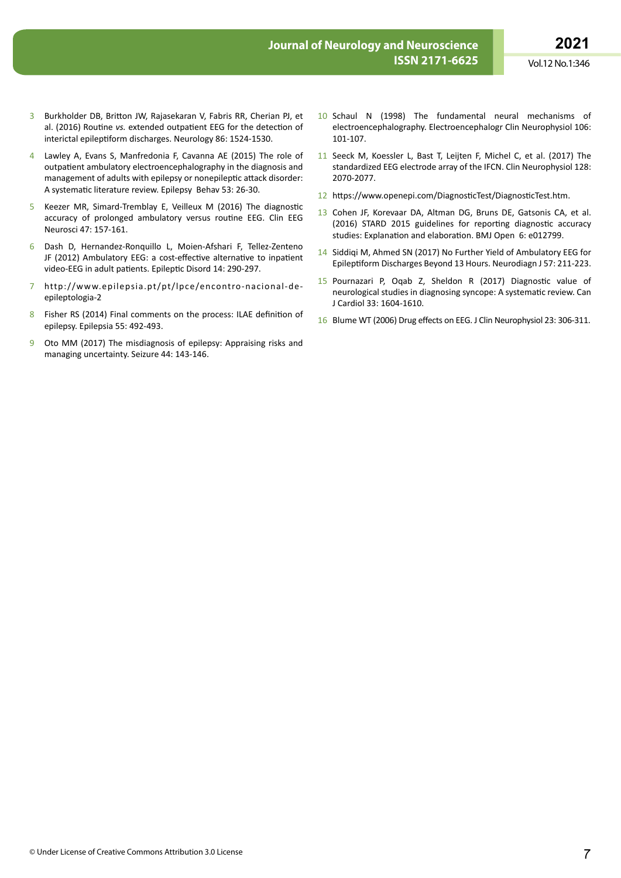3. Burkholder DB, Britton JW, Rajasekaran V, Fabris RR, Cherian PJ, et al. (2016) Routine *vs.* extended outpatient EEG for the detection of interictal epileptiform discharges. Neurology 86: 1524-1530.
4. Lawley A, Evans S, Manfredonia F, Cavanna AE (2015) The role of outpatient ambulatory electroencephalography in the diagnosis and management of adults with epilepsy or nonepileptic attack disorder: A systematic literature review. Epilepsy Behav 53: 26-30.
5. Keezer MR, Simard-Tremblay E, Veilleux M (2016) The diagnostic accuracy of prolonged ambulatory versus routine EEG. Clin EEG Neurosci 47: 157-161.
6. Dash D, Hernandez-Ronquillo L, Moien-Afshari F, Tellez-Zenteno JF (2012) Ambulatory EEG: a cost-effective alternative to inpatient video-EEG in adult patients. Epileptic Disord 14: 290-297.
7. http://www.epilepsia.pt/pt/lpce/encontro-nacional-de-epileptologia-2
8. Fisher RS (2014) Final comments on the process: ILAE definition of epilepsy. Epilepsia 55: 492-493.
9. Oto MM (2017) The misdiagnosis of epilepsy: Appraising risks and managing uncertainty. Seizure 44: 143-146.
10. Schaul N (1998) The fundamental neural mechanisms of electroencephalography. Electroencephalogr Clin Neurophysiol 106: 101-107.
11. Seeck M, Koessler L, Bast T, Leijten F, Michel C, et al. (2017) The standardized EEG electrode array of the IFCN. Clin Neurophysiol 128: 2070-2077.
12. https://www.openepi.com/DiagnosticTest/DiagnosticTest.htm.
13. Cohen JF, Korevaar DA, Altman DG, Bruns DE, Gatsonis CA, et al. (2016) STARD 2015 guidelines for reporting diagnostic accuracy studies: Explanation and elaboration. BMJ Open 6: e012799.
14. Siddiqi M, Ahmed SN (2017) No Further Yield of Ambulatory EEG for Epileptiform Discharges Beyond 13 Hours. Neurodiagn J 57: 211-223.
15. Pournazari P, Oqab Z, Sheldon R (2017) Diagnostic value of neurological studies in diagnosing syncope: A systematic review. Can J Cardiol 33: 1604-1610.
16. Blume WT (2006) Drug effects on EEG. J Clin Neurophysiol 23: 306-311.

© Under License of Creative Commons Attribution 3.0 License